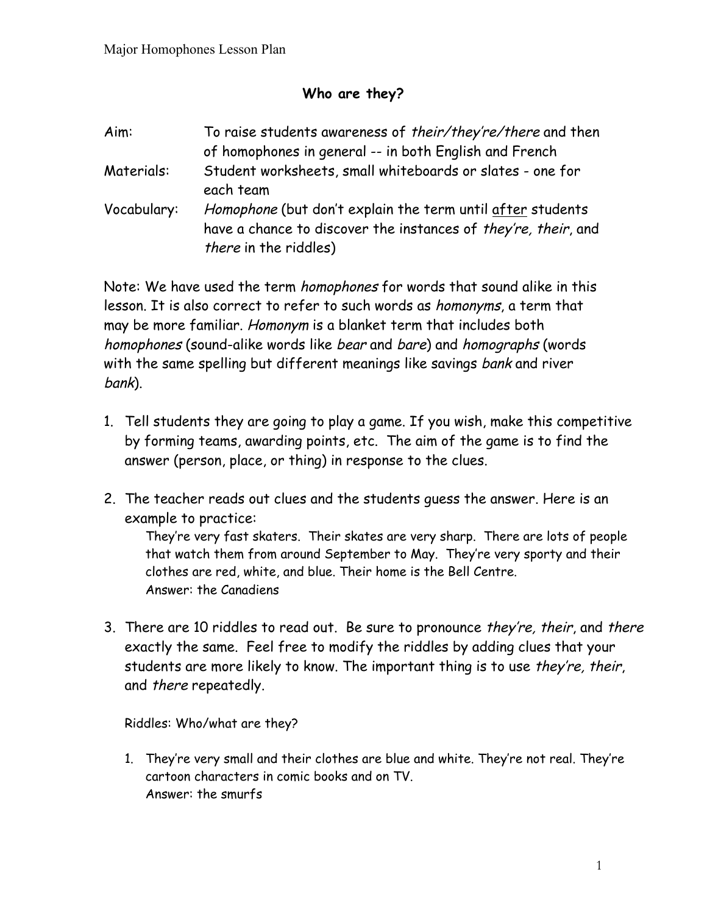## Who are they?

Aim: To raise students awareness of *their/they're/there* and then of homophones in general -- in both English and French

Materials: Student worksheets, small whiteboards or slates - one for each team

Vocabulary: *Homophone* (but don't explain the term until <u>after</u> students have a chance to discover the instances of *they're, their*, and *there* in the riddles)

Note: We have used the term *homophones* for words that sound alike in this lesson. It is also correct to refer to such words as *homonyms*, a term that may be more familiar. *Homonym* is a blanket term that includes both *homophones* (sound-alike words like *bear* and *bare*) and *homographs* (words with the same spelling but different meanings like savings *bank* and river *bank*).

1. Tell students they are going to play a game. If you wish, make this competitive by forming teams, awarding points, etc. The aim of the game is to find the answer (person, place, or thing) in response to the clues.

2. The teacher reads out clues and the students guess the answer. Here is an example to practice:

   They're very fast skaters. Their skates are very sharp. There are lots of people that watch them from around September to May. They're very sporty and their clothes are red, white, and blue. Their home is the Bell Centre.
   Answer: the Canadiens

3. There are 10 riddles to read out. Be sure to pronounce *they're, their*, and *there* exactly the same. Feel free to modify the riddles by adding clues that your students are more likely to know. The important thing is to use *they're, their*, and *there* repeatedly.

   Riddles: Who/what are they?

   1. They're very small and their clothes are blue and white. They're not real. They're cartoon characters in comic books and on TV.
      Answer: the smurfs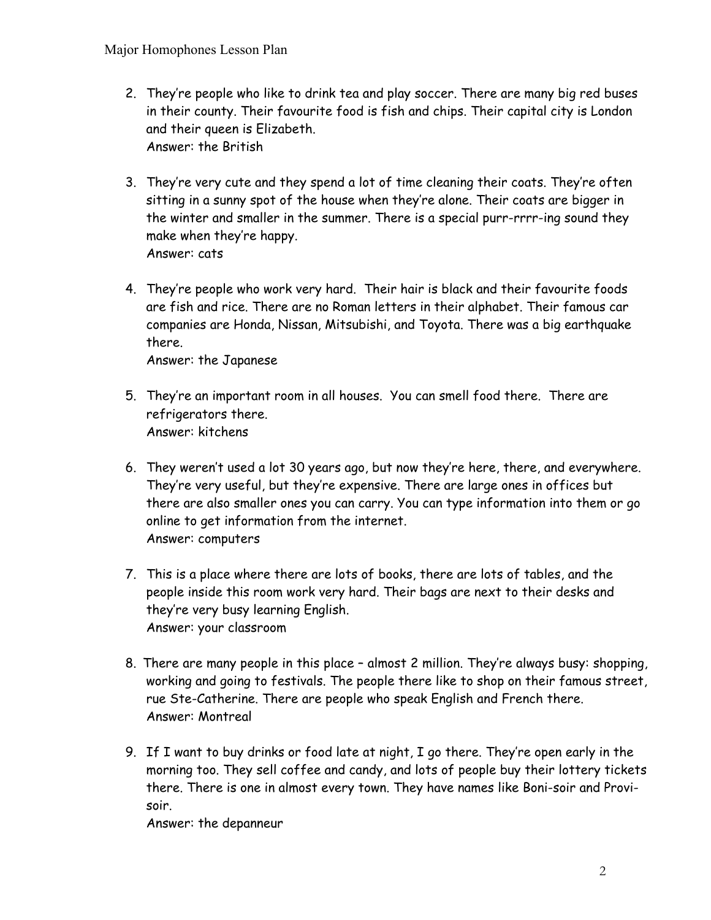2. They're people who like to drink tea and play soccer. There are many big red buses in their county. Their favourite food is fish and chips. Their capital city is London and their queen is Elizabeth.
   Answer: the British

3. They're very cute and they spend a lot of time cleaning their coats. They're often sitting in a sunny spot of the house when they're alone. Their coats are bigger in the winter and smaller in the summer. There is a special purr-rrrr-ing sound they make when they're happy.
   Answer: cats

4. They're people who work very hard. Their hair is black and their favourite foods are fish and rice. There are no Roman letters in their alphabet. Their famous car companies are Honda, Nissan, Mitsubishi, and Toyota. There was a big earthquake there.
   Answer: the Japanese

5. They're an important room in all houses. You can smell food there. There are refrigerators there.
   Answer: kitchens

6. They weren't used a lot 30 years ago, but now they're here, there, and everywhere. They're very useful, but they're expensive. There are large ones in offices but there are also smaller ones you can carry. You can type information into them or go online to get information from the internet.
   Answer: computers

7. This is a place where there are lots of books, there are lots of tables, and the people inside this room work very hard. Their bags are next to their desks and they're very busy learning English.
   Answer: your classroom

8. There are many people in this place – almost 2 million. They're always busy: shopping, working and going to festivals. The people there like to shop on their famous street, rue Ste-Catherine. There are people who speak English and French there.
   Answer: Montreal

9. If I want to buy drinks or food late at night, I go there. They're open early in the morning too. They sell coffee and candy, and lots of people buy their lottery tickets there. There is one in almost every town. They have names like Boni-soir and Provi-soir.
   Answer: the depanneur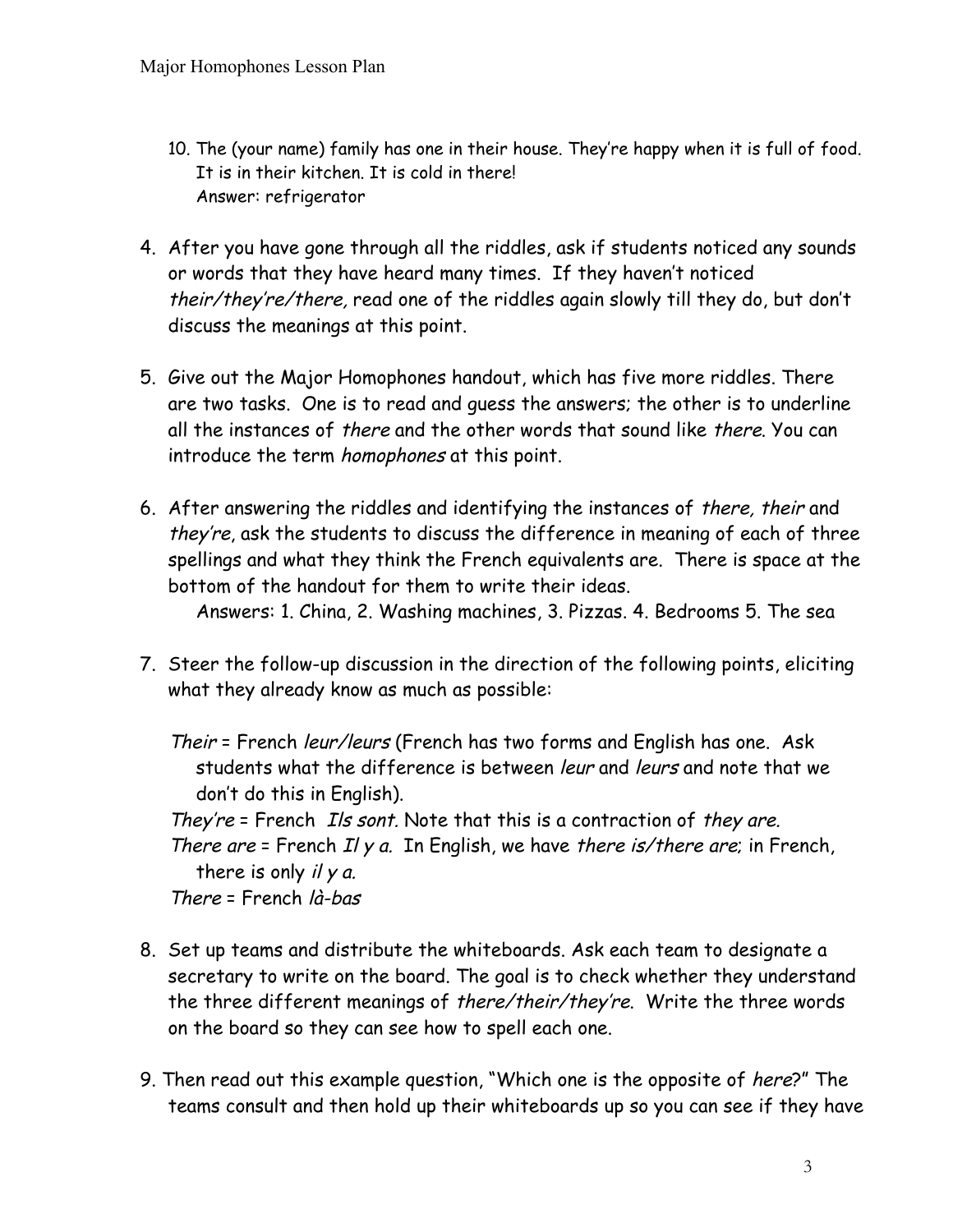10. The (your name) family has one in their house. They're happy when it is full of food. It is in their kitchen. It is cold in there!
    Answer: refrigerator

4. After you have gone through all the riddles, ask if students noticed any sounds or words that they have heard many times. If they haven't noticed *their/they're/there,* read one of the riddles again slowly till they do, but don't discuss the meanings at this point.

5. Give out the Major Homophones handout, which has five more riddles. There are two tasks. One is to read and guess the answers; the other is to underline all the instances of *there* and the other words that sound like *there*. You can introduce the term *homophones* at this point.

6. After answering the riddles and identifying the instances of *there, their* and *they're*, ask the students to discuss the difference in meaning of each of three spellings and what they think the French equivalents are. There is space at the bottom of the handout for them to write their ideas.
   Answers: 1. China, 2. Washing machines, 3. Pizzas. 4. Bedrooms 5. The sea

7. Steer the follow-up discussion in the direction of the following points, eliciting what they already know as much as possible:

   *Their* = French *leur/leurs* (French has two forms and English has one. Ask students what the difference is between *leur* and *leurs* and note that we don't do this in English).
   *They're* = French *Ils sont.* Note that this is a contraction of *they are.*
   *There are* = French *Il y a.* In English, we have *there is/there are;* in French, there is only *il y a.*
   *There* = French *là-bas*

8. Set up teams and distribute the whiteboards. Ask each team to designate a secretary to write on the board. The goal is to check whether they understand the three different meanings of *there/their/they're*. Write the three words on the board so they can see how to spell each one.

9. Then read out this example question, "Which one is the opposite of *here*?" The teams consult and then hold up their whiteboards up so you can see if they have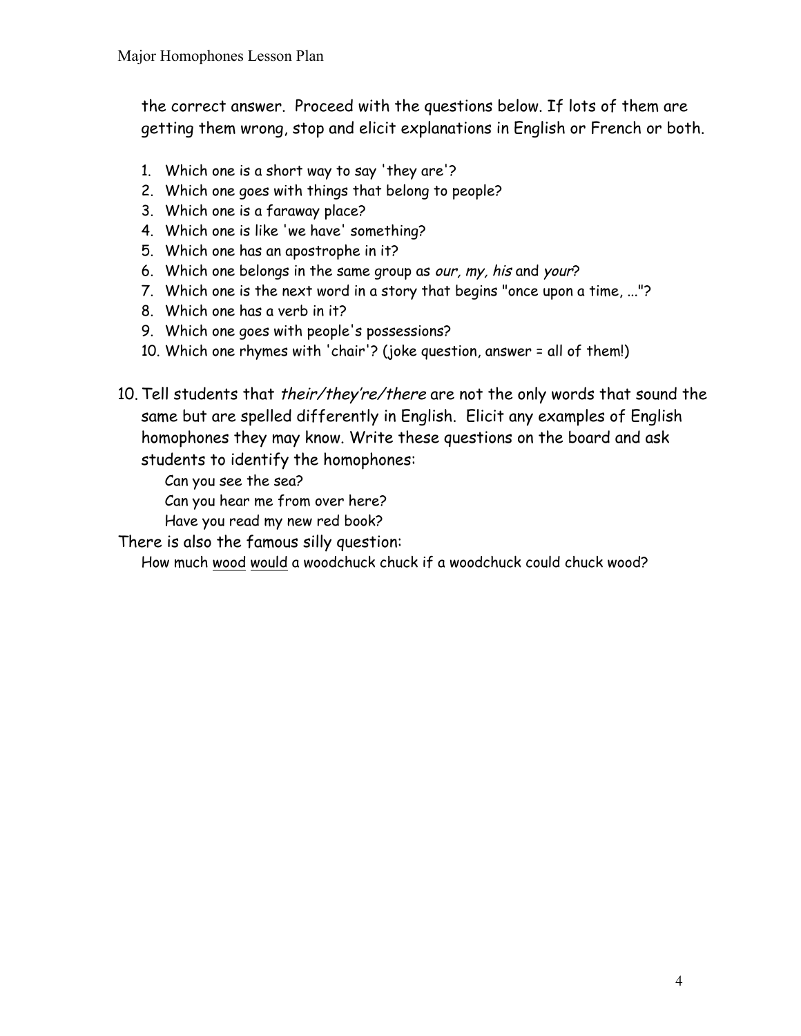the correct answer. Proceed with the questions below. If lots of them are getting them wrong, stop and elicit explanations in English or French or both.

1. Which one is a short way to say 'they are'?
2. Which one goes with things that belong to people?
3. Which one is a faraway place?
4. Which one is like 'we have' something?
5. Which one has an apostrophe in it?
6. Which one belongs in the same group as *our, my, his* and *your*?
7. Which one is the next word in a story that begins "once upon a time, ..."?
8. Which one has a verb in it?
9. Which one goes with people's possessions?
10. Which one rhymes with 'chair'? (joke question, answer = all of them!)

10. Tell students that *their/they're/there* are not the only words that sound the same but are spelled differently in English. Elicit any examples of English homophones they may know. Write these questions on the board and ask students to identify the homophones:
    
    Can you see the sea?
    
    Can you hear me from over here?
    
    Have you read my new red book?

There is also the famous silly question:

How much <u>wood</u> <u>would</u> a woodchuck chuck if a woodchuck could chuck wood?